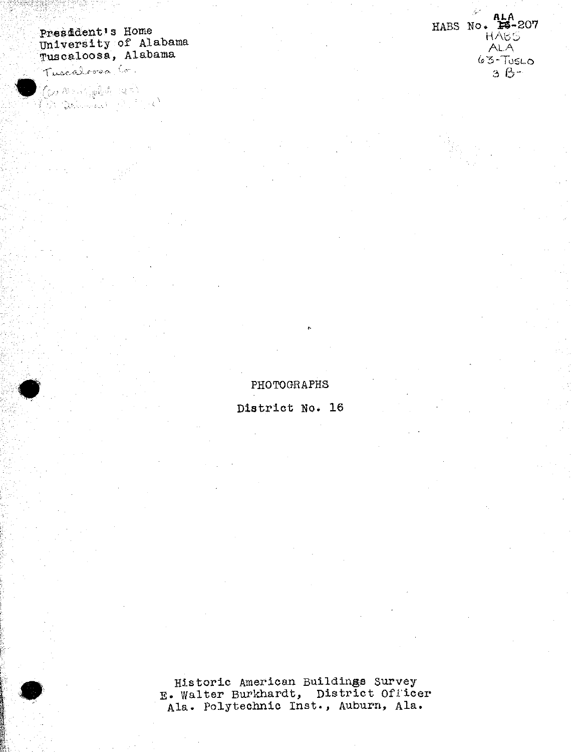President's Home
University of Alabama
Tuscaloosa, Alabama
Tuscaloosa Co.

HABS No. ALA-207
HABS
ALA
63-TUSLO
3 B-

PHOTOGRAPHS

District No. 16

Historic American Buildings Survey
E. Walter Burkhardt, District Officer
Ala. Polytechnic Inst., Auburn, Ala.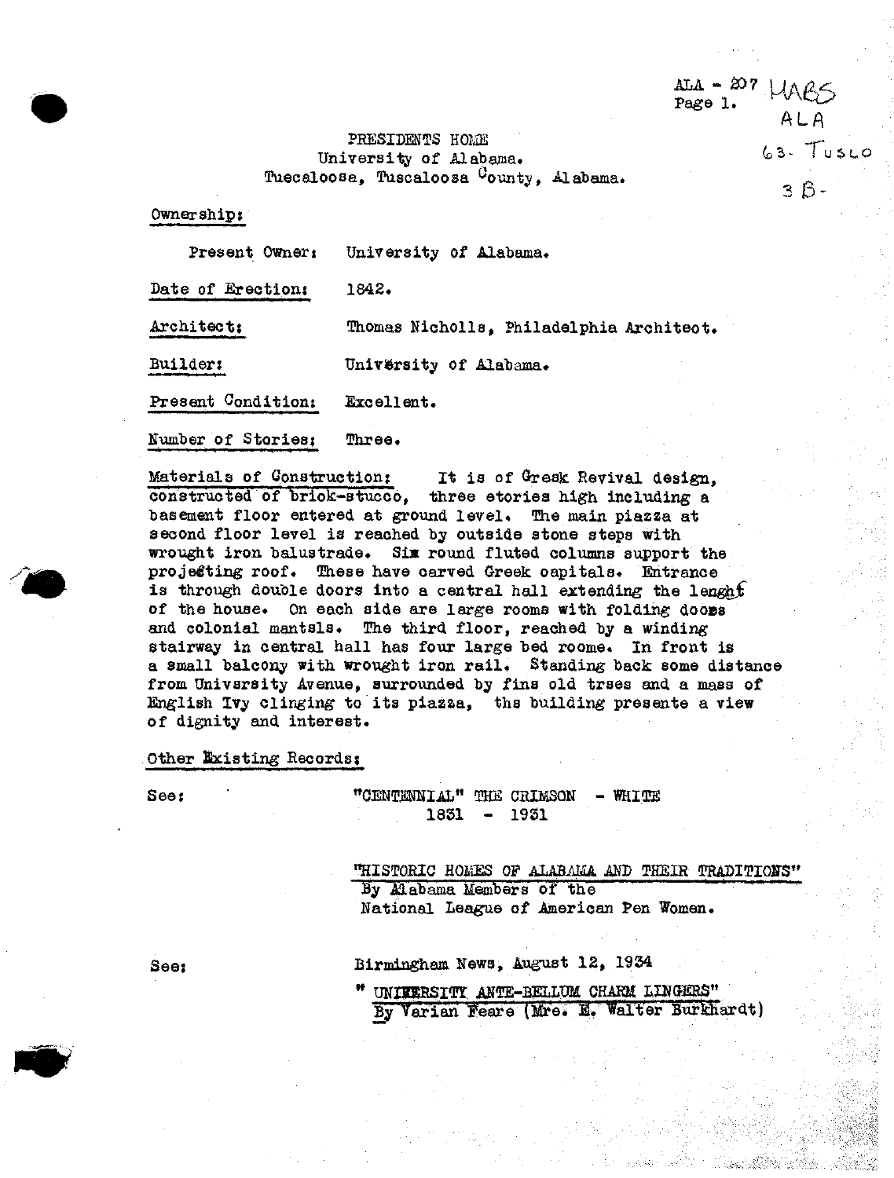ALA - 207 HABS ALA 63- TUSLO 3B-

PRESIDENTS HOME
University of Alabama.
Tuscaloosa, Tuscaloosa County, Alabama.

Ownership:

Present Owner: University of Alabama.

Date of Erection: 1842.

Architect: Thomas Nicholls, Philadelphia Architect.

Builder: University of Alabama.

Present Condition: Excellent.

Number of Stories: Three.

Materials of Construction: It is of Greek Revival design, constructed of brick-stucco, three stories high including a basement floor entered at ground level. The main piazza at second floor level is reached by outside stone steps with wrought iron balustrade. Six round fluted columns support the projecting roof. These have carved Greek capitals. Entrance is through double doors into a central hall extending the lenght of the house. On each side are large rooms with folding doors and colonial mantels. The third floor, reached by a winding stairway in central hall has four large bed rooms. In front is a small balcony with wrought iron rail. Standing back some distance from University Avenue, surrounded by fine old trees and a mass of English Ivy clinging to its piazza, the building presents a view of dignity and interest.

Other Existing Records:

See: "CENTENNIAL" THE CRIMSON - WHITE
1831 - 1931

"HISTORIC HOMES OF ALABAMA AND THEIR TRADITIONS"
By Alabama Members of the
National League of American Pen Women.

See: Birmingham News, August 12, 1934

" UNIVERSITY ANTE-BELLUM CHARM LINGERS"
By Varian Feare (Mrs. E. Walter Burkhardt)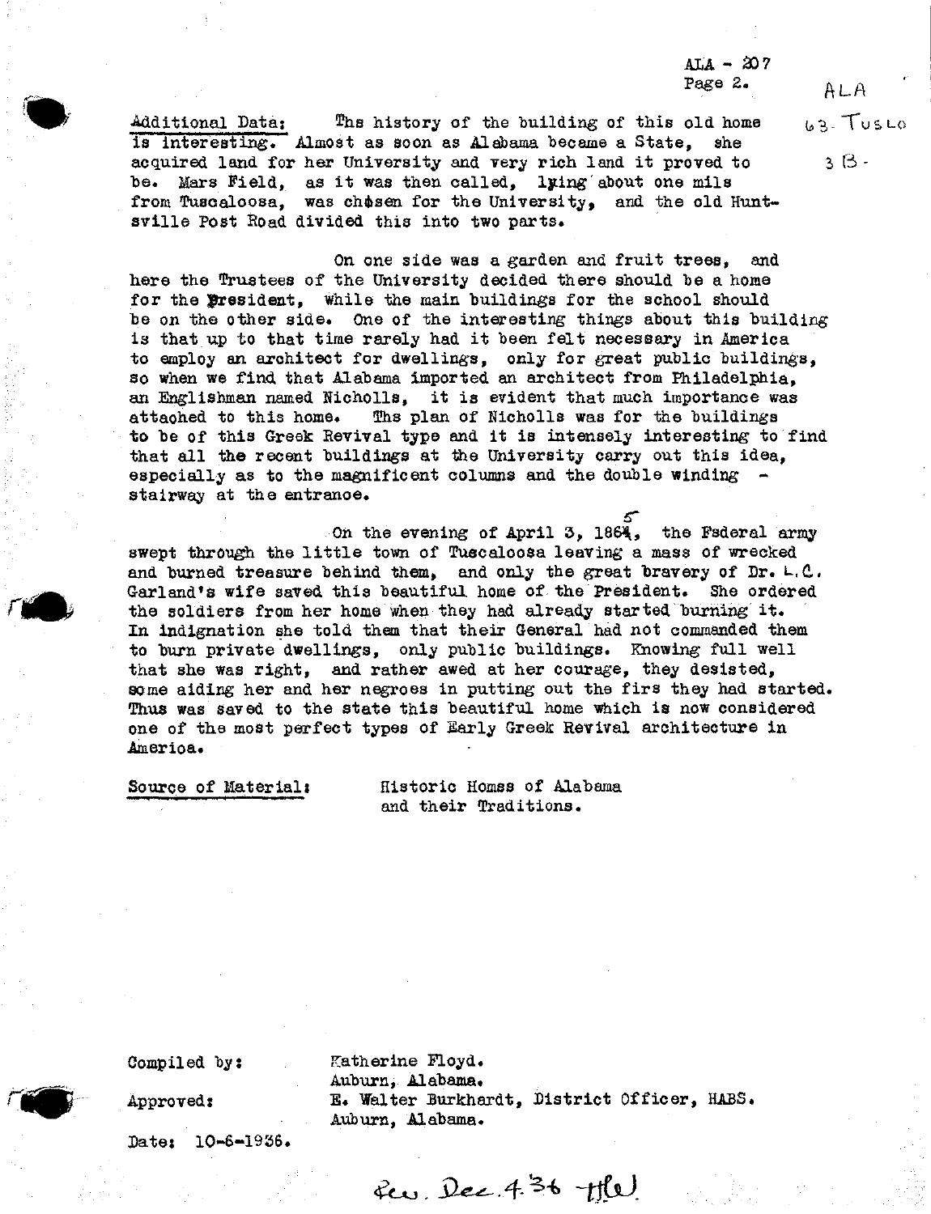ALA - 207
Page 2.

ALA
63-TUSLO
3B-

Additional Data: The history of the building of this old home is interesting. Almost as soon as Alabama became a State, she acquired land for her University and very rich land it proved to be. Mars Field, as it was then called, lying about one mile from Tuscaloosa, was chosen for the University, and the old Huntsville Post Road divided this into two parts.

On one side was a garden and fruit trees, and here the Trustees of the University decided there should be a home for the President, while the main buildings for the school should be on the other side. One of the interesting things about this building is that up to that time rarely had it been felt necessary in America to employ an architect for dwellings, only for great public buildings, so when we find that Alabama imported an architect from Philadelphia, an Englishman named Nicholls, it is evident that much importance was attached to this home. The plan of Nicholls was for the buildings to be of this Greek Revival type and it is intensely interesting to find that all the recent buildings at the University carry out this idea, especially as to the magnificent columns and the double winding stairway at the entrance.

On the evening of April 3, 1865, the Federal army swept through the little town of Tuscaloosa leaving a mass of wrecked and burned treasure behind them, and only the great bravery of Dr. L.C. Garland's wife saved this beautiful home of the President. She ordered the soldiers from her home when they had already started burning it. In indignation she told them that their General had not commanded them to burn private dwellings, only public buildings. Knowing full well that she was right, and rather awed at her courage, they desisted, some aiding her and her negroes in putting out the fire they had started. Thus was saved to the state this beautiful home which is now considered one of the most perfect types of Early Greek Revival architecture in America.

Source of Material: Historic Homes of Alabama and their Traditions.

Compiled by: Katherine Floyd.
Auburn, Alabama.

Approved: E. Walter Burkhardt, District Officer, HABS.
Auburn, Alabama.

Date: 10-6-1936.

Rev. Dec. 4 36 - HW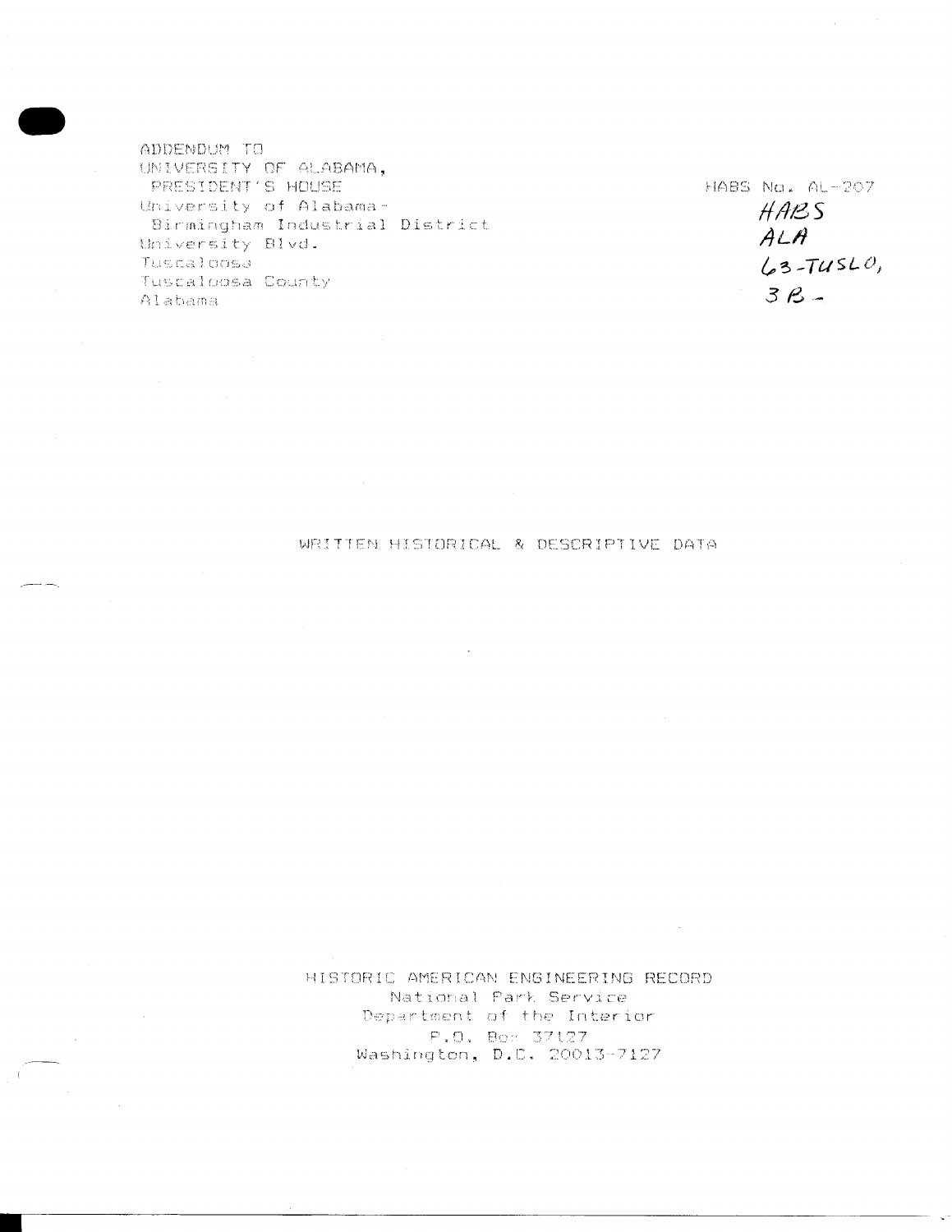ADDENDUM TO
UNIVERSITY OF ALABAMA,
PRESIDENT'S HOUSE
University of Alabama-
Birmingham Industrial District
University Blvd.
Tuscaloosa
Tuscaloosa County
Alabama

HABS No. AL-207
HABS
ALA
63-TUSLO,
3B-

WRITTEN HISTORICAL & DESCRIPTIVE DATA

HISTORIC AMERICAN ENGINEERING RECORD
National Park Service
Department of the Interior
P.O. Box 37127
Washington, D.C. 20013-7127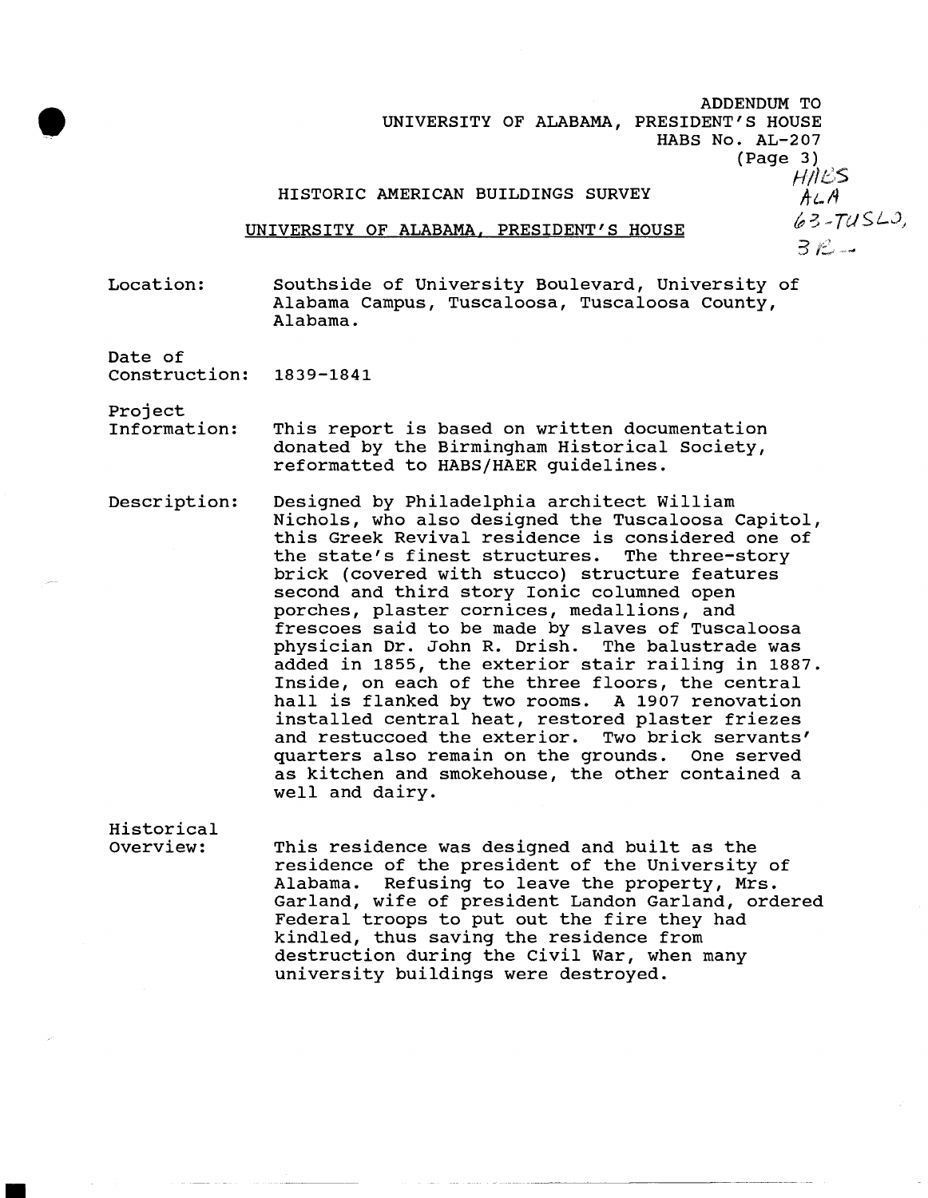ADDENDUM TO
UNIVERSITY OF ALABAMA, PRESIDENT'S HOUSE
HABS No. AL-207
(Page 3)

HABS
ALA
63-TUSLO,
3R-

HISTORIC AMERICAN BUILDINGS SURVEY

UNIVERSITY OF ALABAMA, PRESIDENT'S HOUSE

**Location:** Southside of University Boulevard, University of Alabama Campus, Tuscaloosa, Tuscaloosa County, Alabama.

**Date of Construction:** 1839-1841

**Project Information:** This report is based on written documentation donated by the Birmingham Historical Society, reformatted to HABS/HAER guidelines.

**Description:** Designed by Philadelphia architect William Nichols, who also designed the Tuscaloosa Capitol, this Greek Revival residence is considered one of the state's finest structures. The three-story brick (covered with stucco) structure features second and third story Ionic columned open porches, plaster cornices, medallions, and frescoes said to be made by slaves of Tuscaloosa physician Dr. John R. Drish. The balustrade was added in 1855, the exterior stair railing in 1887. Inside, on each of the three floors, the central hall is flanked by two rooms. A 1907 renovation installed central heat, restored plaster friezes and restuccoed the exterior. Two brick servants' quarters also remain on the grounds. One served as kitchen and smokehouse, the other contained a well and dairy.

**Historical Overview:** This residence was designed and built as the residence of the president of the University of Alabama. Refusing to leave the property, Mrs. Garland, wife of president Landon Garland, ordered Federal troops to put out the fire they had kindled, thus saving the residence from destruction during the Civil War, when many university buildings were destroyed.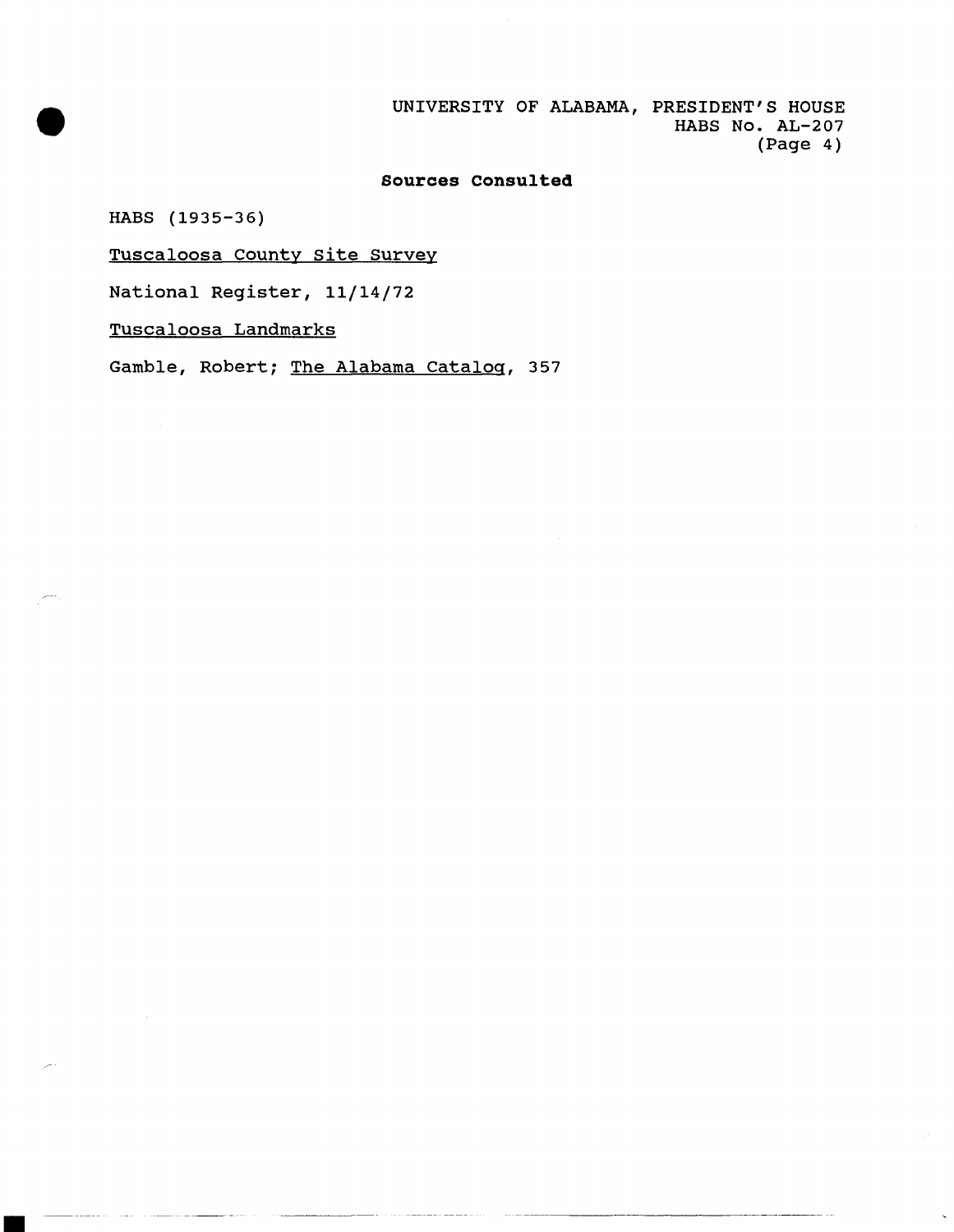## Sources Consulted

HABS (1935-36)

Tuscaloosa County Site Survey

National Register, 11/14/72

Tuscaloosa Landmarks

Gamble, Robert; The Alabama Catalog, 357